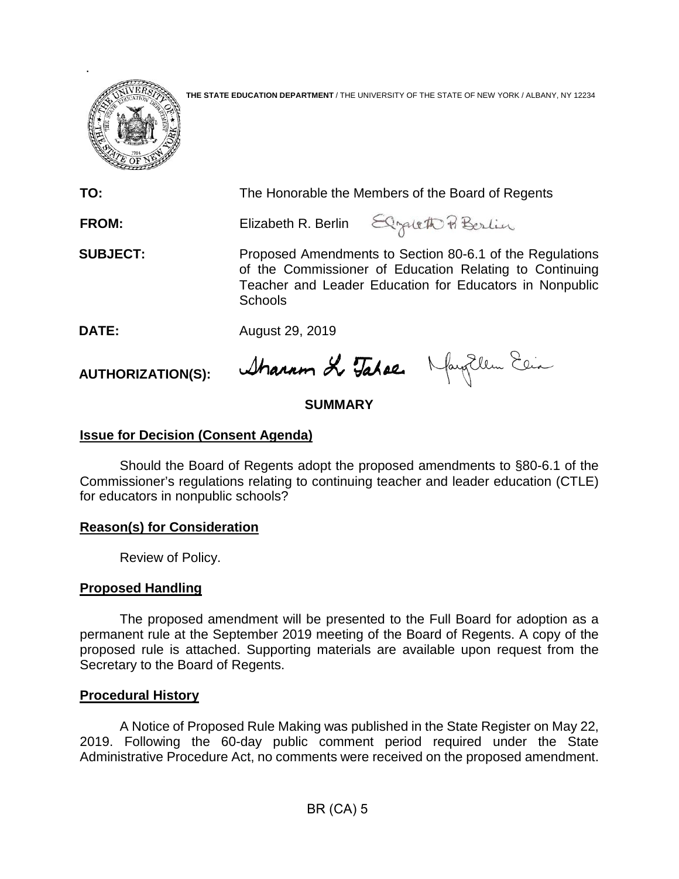**THE STATE EDUCATION DEPARTMENT** / THE UNIVERSITY OF THE STATE OF NEW YORK / ALBANY, NY 12234

**TO:** The Honorable the Members of the Board of Regents

**FROM:** Elizabeth R. Berlin

**SUBJECT:** Proposed Amendments to Section 80-6.1 of the Regulations of the Commissioner of Education Relating to Continuing Teacher and Leader Education for Educators in Nonpublic Schools

**DATE:** August 29, 2019

**AUTHORIZATION(S):**

## SUMMARY

### Issue for Decision (Consent Agenda)

Should the Board of Regents adopt the proposed amendments to §80-6.1 of the Commissioner's regulations relating to continuing teacher and leader education (CTLE) for educators in nonpublic schools?

### Reason(s) for Consideration

Review of Policy.

### Proposed Handling

The proposed amendment will be presented to the Full Board for adoption as a permanent rule at the September 2019 meeting of the Board of Regents. A copy of the proposed rule is attached. Supporting materials are available upon request from the Secretary to the Board of Regents.

### Procedural History

A Notice of Proposed Rule Making was published in the State Register on May 22, 2019. Following the 60-day public comment period required under the State Administrative Procedure Act, no comments were received on the proposed amendment.

BR (CA) 5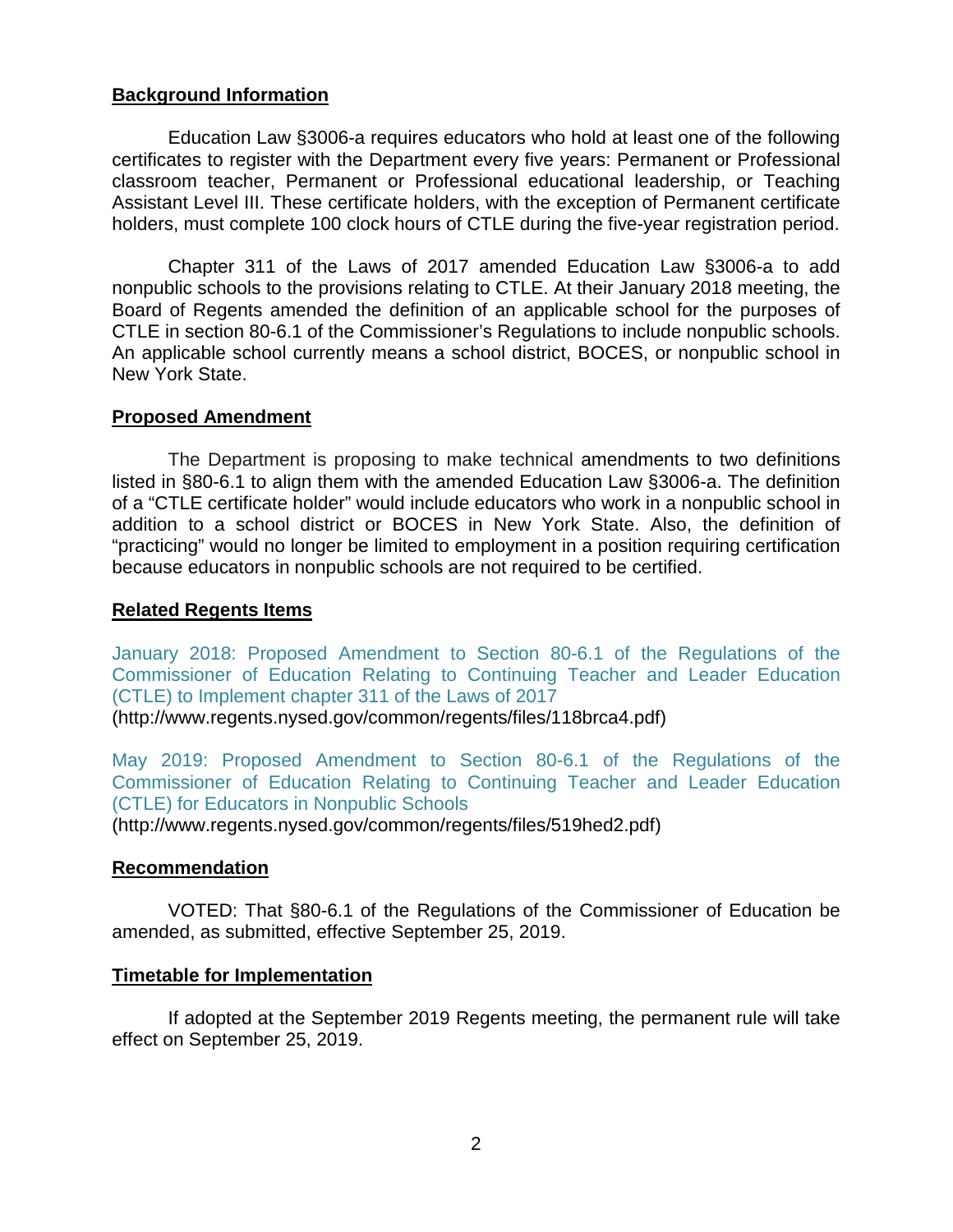## Background Information

Education Law §3006-a requires educators who hold at least one of the following certificates to register with the Department every five years: Permanent or Professional classroom teacher, Permanent or Professional educational leadership, or Teaching Assistant Level III. These certificate holders, with the exception of Permanent certificate holders, must complete 100 clock hours of CTLE during the five-year registration period.

Chapter 311 of the Laws of 2017 amended Education Law §3006-a to add nonpublic schools to the provisions relating to CTLE. At their January 2018 meeting, the Board of Regents amended the definition of an applicable school for the purposes of CTLE in section 80-6.1 of the Commissioner's Regulations to include nonpublic schools. An applicable school currently means a school district, BOCES, or nonpublic school in New York State.

## Proposed Amendment

The Department is proposing to make technical amendments to two definitions listed in §80-6.1 to align them with the amended Education Law §3006-a. The definition of a "CTLE certificate holder" would include educators who work in a nonpublic school in addition to a school district or BOCES in New York State. Also, the definition of "practicing" would no longer be limited to employment in a position requiring certification because educators in nonpublic schools are not required to be certified.

## Related Regents Items

January 2018: Proposed Amendment to Section 80-6.1 of the Regulations of the Commissioner of Education Relating to Continuing Teacher and Leader Education (CTLE) to Implement chapter 311 of the Laws of 2017
(http://www.regents.nysed.gov/common/regents/files/118brca4.pdf)

May 2019: Proposed Amendment to Section 80-6.1 of the Regulations of the Commissioner of Education Relating to Continuing Teacher and Leader Education (CTLE) for Educators in Nonpublic Schools
(http://www.regents.nysed.gov/common/regents/files/519hed2.pdf)

## Recommendation

VOTED: That §80-6.1 of the Regulations of the Commissioner of Education be amended, as submitted, effective September 25, 2019.

## Timetable for Implementation

If adopted at the September 2019 Regents meeting, the permanent rule will take effect on September 25, 2019.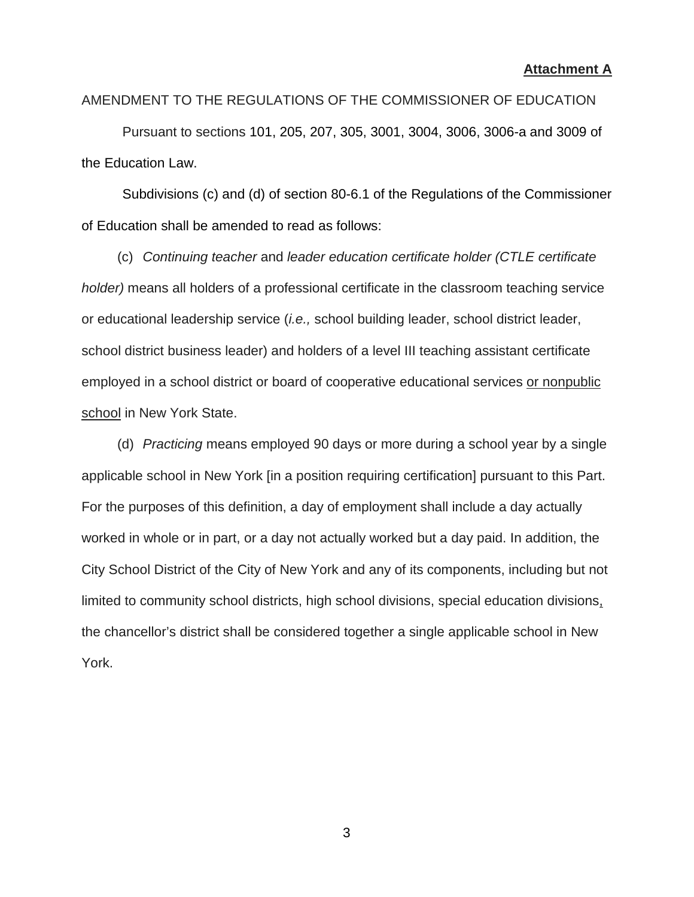**Attachment A**

AMENDMENT TO THE REGULATIONS OF THE COMMISSIONER OF EDUCATION

Pursuant to sections 101, 205, 207, 305, 3001, 3004, 3006, 3006-a and 3009 of the Education Law.

Subdivisions (c) and (d) of section 80-6.1 of the Regulations of the Commissioner of Education shall be amended to read as follows:

(c) *Continuing teacher* and *leader education certificate holder (CTLE certificate holder)* means all holders of a professional certificate in the classroom teaching service or educational leadership service (*i.e.,* school building leader, school district leader, school district business leader) and holders of a level III teaching assistant certificate employed in a school district or board of cooperative educational services <u>or nonpublic school</u> in New York State.

(d) *Practicing* means employed 90 days or more during a school year by a single applicable school in New York [in a position requiring certification] pursuant to this Part. For the purposes of this definition, a day of employment shall include a day actually worked in whole or in part, or a day not actually worked but a day paid. In addition, the City School District of the City of New York and any of its components, including but not limited to community school districts, high school divisions, special education divisions<u>,</u> the chancellor's district shall be considered together a single applicable school in New York.